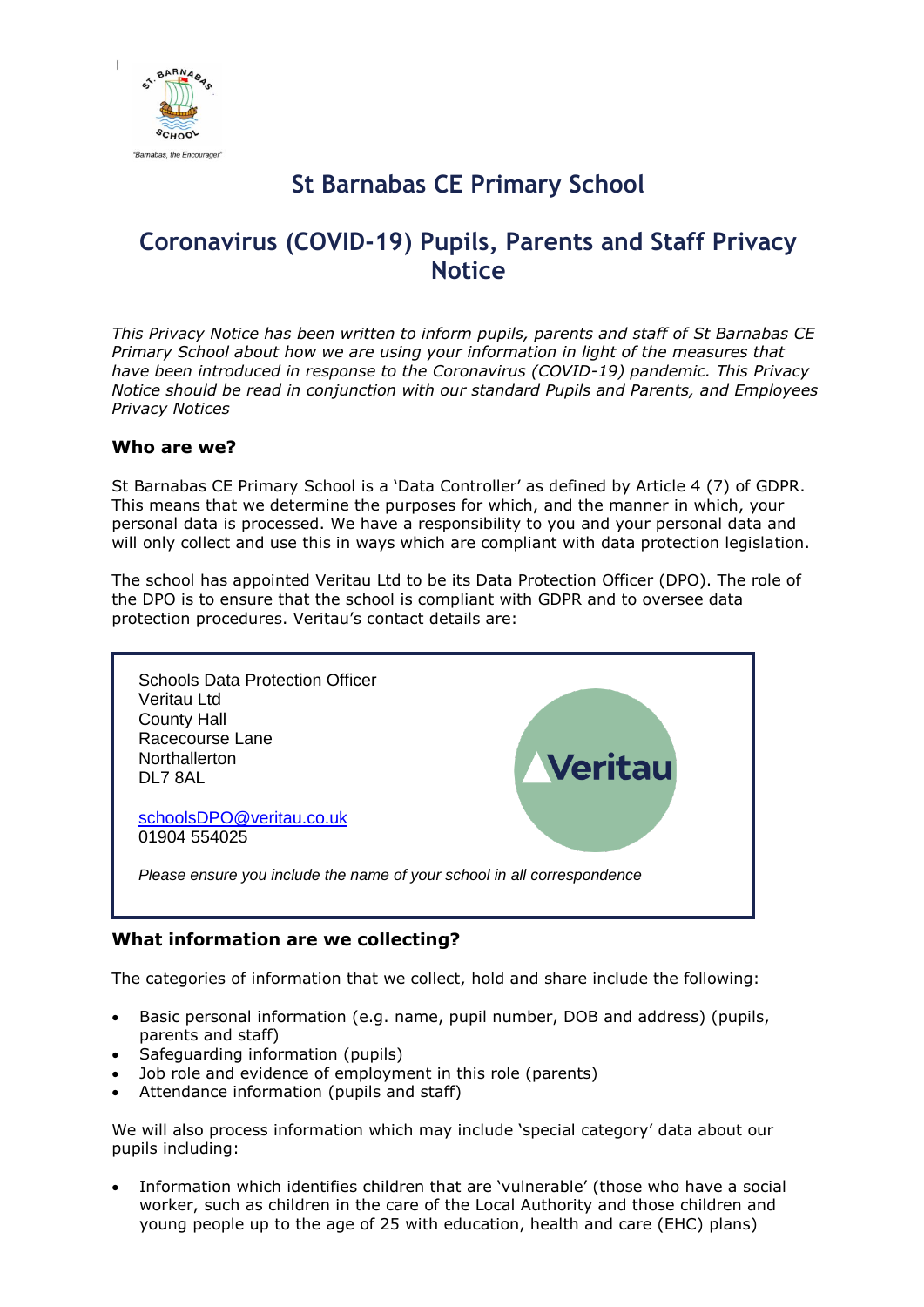# St Barnabas CE Primary School

# Coronavirus (COVID-19) Pupils, Parents and Staff Privacy Notice

*This Privacy Notice has been written to inform pupils, parents and staff of St Barnabas CE Primary School about how we are using your information in light of the measures that have been introduced in response to the Coronavirus (COVID-19) pandemic. This Privacy Notice should be read in conjunction with our standard Pupils and Parents, and Employees Privacy Notices*

### Who are we?

St Barnabas CE Primary School is a 'Data Controller' as defined by Article 4 (7) of GDPR. This means that we determine the purposes for which, and the manner in which, your personal data is processed. We have a responsibility to you and your personal data and will only collect and use this in ways which are compliant with data protection legislation.

The school has appointed Veritau Ltd to be its Data Protection Officer (DPO). The role of the DPO is to ensure that the school is compliant with GDPR and to oversee data protection procedures. Veritau's contact details are:

Schools Data Protection Officer
Veritau Ltd
County Hall
Racecourse Lane
Northallerton
DL7 8AL

schoolsDPO@veritau.co.uk
01904 554025

*Please ensure you include the name of your school in all correspondence*

### What information are we collecting?

The categories of information that we collect, hold and share include the following:

- Basic personal information (e.g. name, pupil number, DOB and address) (pupils, parents and staff)
- Safeguarding information (pupils)
- Job role and evidence of employment in this role (parents)
- Attendance information (pupils and staff)

We will also process information which may include 'special category' data about our pupils including:

- Information which identifies children that are 'vulnerable' (those who have a social worker, such as children in the care of the Local Authority and those children and young people up to the age of 25 with education, health and care (EHC) plans)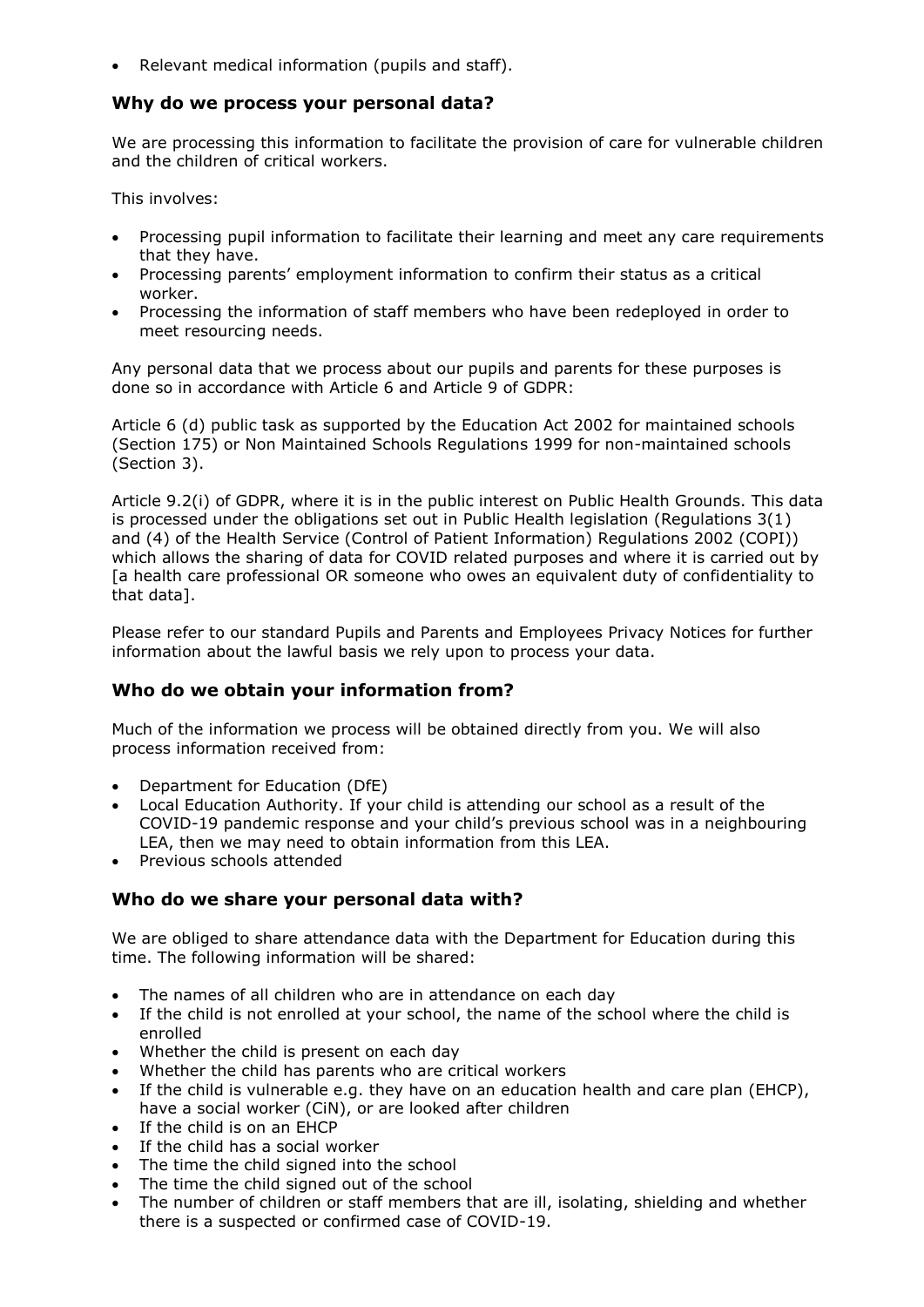- Relevant medical information (pupils and staff).

### Why do we process your personal data?

We are processing this information to facilitate the provision of care for vulnerable children and the children of critical workers.

This involves:

- Processing pupil information to facilitate their learning and meet any care requirements that they have.
- Processing parents' employment information to confirm their status as a critical worker.
- Processing the information of staff members who have been redeployed in order to meet resourcing needs.

Any personal data that we process about our pupils and parents for these purposes is done so in accordance with Article 6 and Article 9 of GDPR:

Article 6 (d) public task as supported by the Education Act 2002 for maintained schools (Section 175) or Non Maintained Schools Regulations 1999 for non-maintained schools (Section 3).

Article 9.2(i) of GDPR, where it is in the public interest on Public Health Grounds. This data is processed under the obligations set out in Public Health legislation (Regulations 3(1) and (4) of the Health Service (Control of Patient Information) Regulations 2002 (COPI)) which allows the sharing of data for COVID related purposes and where it is carried out by [a health care professional OR someone who owes an equivalent duty of confidentiality to that data].

Please refer to our standard Pupils and Parents and Employees Privacy Notices for further information about the lawful basis we rely upon to process your data.

### Who do we obtain your information from?

Much of the information we process will be obtained directly from you. We will also process information received from:

- Department for Education (DfE)
- Local Education Authority. If your child is attending our school as a result of the COVID-19 pandemic response and your child's previous school was in a neighbouring LEA, then we may need to obtain information from this LEA.
- Previous schools attended

### Who do we share your personal data with?

We are obliged to share attendance data with the Department for Education during this time. The following information will be shared:

- The names of all children who are in attendance on each day
- If the child is not enrolled at your school, the name of the school where the child is enrolled
- Whether the child is present on each day
- Whether the child has parents who are critical workers
- If the child is vulnerable e.g. they have on an education health and care plan (EHCP), have a social worker (CiN), or are looked after children
- If the child is on an EHCP
- If the child has a social worker
- The time the child signed into the school
- The time the child signed out of the school
- The number of children or staff members that are ill, isolating, shielding and whether there is a suspected or confirmed case of COVID-19.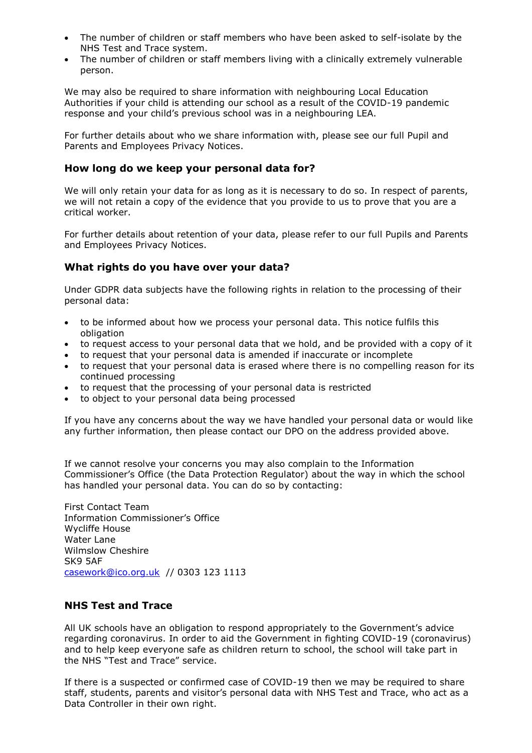- The number of children or staff members who have been asked to self-isolate by the NHS Test and Trace system.
- The number of children or staff members living with a clinically extremely vulnerable person.

We may also be required to share information with neighbouring Local Education Authorities if your child is attending our school as a result of the COVID-19 pandemic response and your child's previous school was in a neighbouring LEA.

For further details about who we share information with, please see our full Pupil and Parents and Employees Privacy Notices.

### How long do we keep your personal data for?

We will only retain your data for as long as it is necessary to do so. In respect of parents, we will not retain a copy of the evidence that you provide to us to prove that you are a critical worker.

For further details about retention of your data, please refer to our full Pupils and Parents and Employees Privacy Notices.

### What rights do you have over your data?

Under GDPR data subjects have the following rights in relation to the processing of their personal data:

- to be informed about how we process your personal data. This notice fulfils this obligation
- to request access to your personal data that we hold, and be provided with a copy of it
- to request that your personal data is amended if inaccurate or incomplete
- to request that your personal data is erased where there is no compelling reason for its continued processing
- to request that the processing of your personal data is restricted
- to object to your personal data being processed

If you have any concerns about the way we have handled your personal data or would like any further information, then please contact our DPO on the address provided above.

If we cannot resolve your concerns you may also complain to the Information Commissioner's Office (the Data Protection Regulator) about the way in which the school has handled your personal data. You can do so by contacting:

First Contact Team
Information Commissioner's Office
Wycliffe House
Water Lane
Wilmslow Cheshire
SK9 5AF
casework@ico.org.uk // 0303 123 1113

### NHS Test and Trace

All UK schools have an obligation to respond appropriately to the Government's advice regarding coronavirus. In order to aid the Government in fighting COVID-19 (coronavirus) and to help keep everyone safe as children return to school, the school will take part in the NHS "Test and Trace" service.

If there is a suspected or confirmed case of COVID-19 then we may be required to share staff, students, parents and visitor's personal data with NHS Test and Trace, who act as a Data Controller in their own right.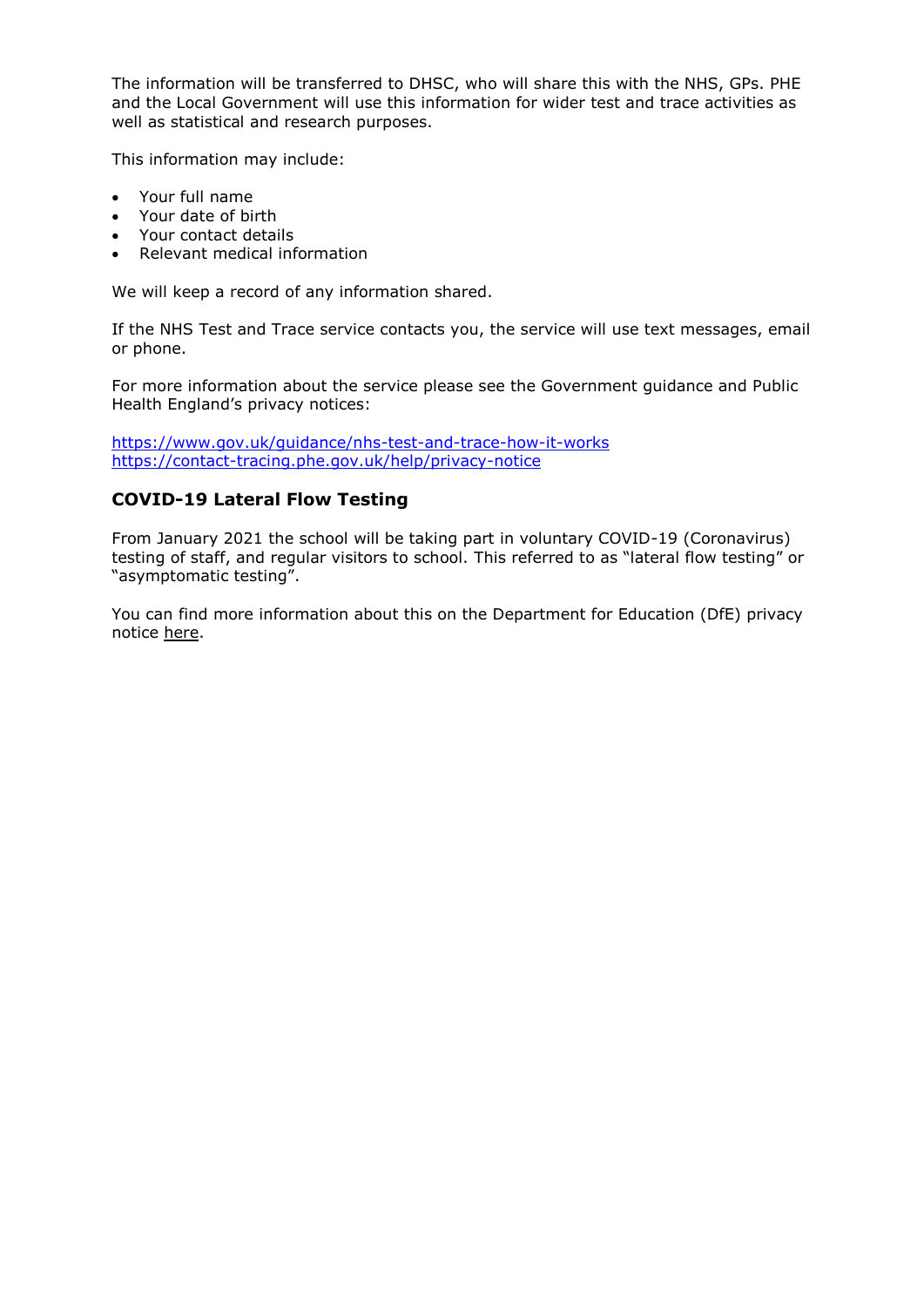The information will be transferred to DHSC, who will share this with the NHS, GPs. PHE and the Local Government will use this information for wider test and trace activities as well as statistical and research purposes.

This information may include:

- Your full name
- Your date of birth
- Your contact details
- Relevant medical information

We will keep a record of any information shared.

If the NHS Test and Trace service contacts you, the service will use text messages, email or phone.

For more information about the service please see the Government guidance and Public Health England's privacy notices:

https://www.gov.uk/guidance/nhs-test-and-trace-how-it-works
https://contact-tracing.phe.gov.uk/help/privacy-notice

### COVID-19 Lateral Flow Testing

From January 2021 the school will be taking part in voluntary COVID-19 (Coronavirus) testing of staff, and regular visitors to school. This referred to as "lateral flow testing" or "asymptomatic testing".

You can find more information about this on the Department for Education (DfE) privacy notice here.